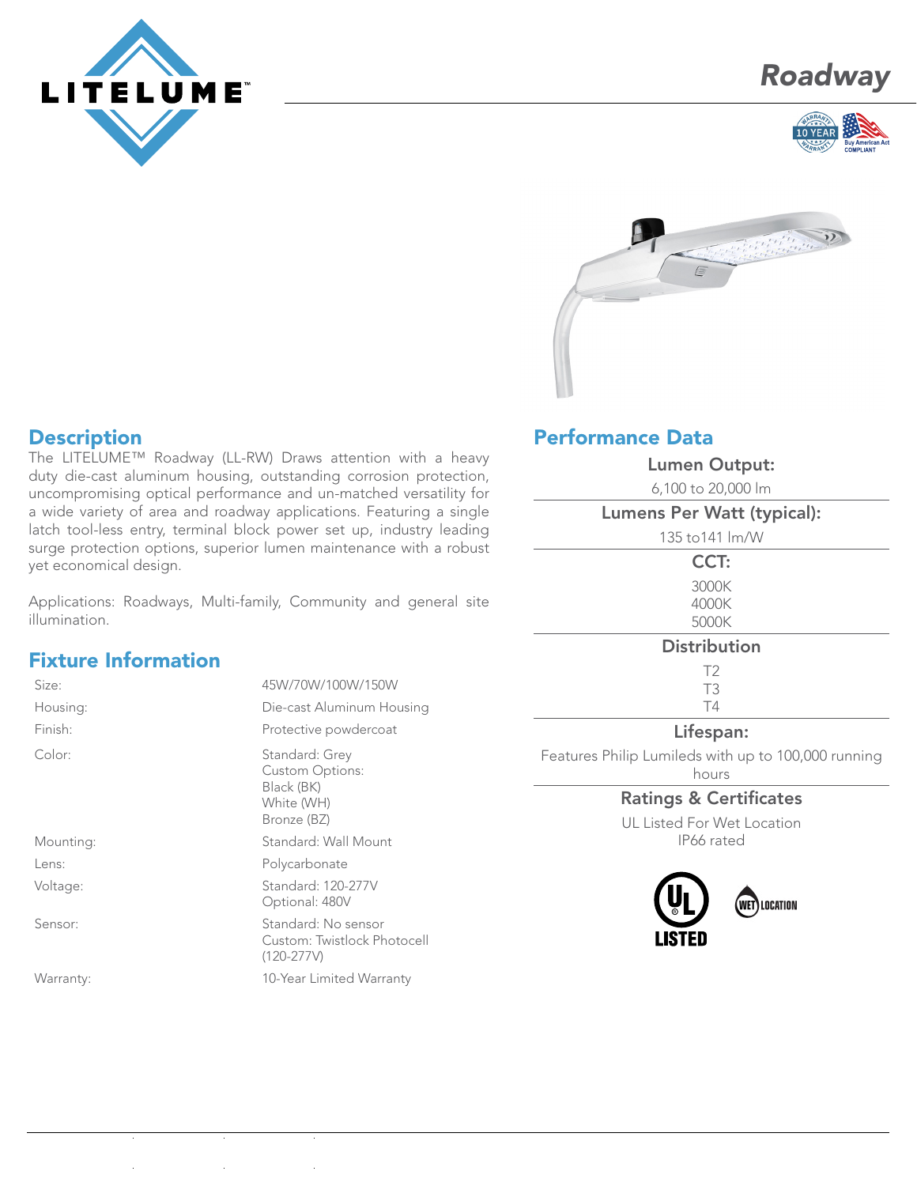# Roadway

## Description

The LITELUME™ Roadway (LL-RW) Draws attention with a heavy duty die-cast aluminum housing, outstanding corrosion protection, uncompromising optical performance and un-matched versatility for a wide variety of area and roadway applications. Featuring a single latch tool-less entry, terminal block power set up, industry leading surge protection options, superior lumen maintenance with a robust yet economical design.

Applications: Roadways, Multi-family, Community and general site illumination.

## Fixture Information

| | |
|---|---|
| Size: | 45W/70W/100W/150W |
| Housing: | Die-cast Aluminum Housing |
| Finish: | Protective powdercoat |
| Color: | Standard: Grey<br>Custom Options:<br>Black (BK)<br>White (WH)<br>Bronze (BZ) |
| Mounting: | Standard: Wall Mount |
| Lens: | Polycarbonate |
| Voltage: | Standard: 120-277V<br>Optional: 480V |
| Sensor: | Standard: No sensor<br>Custom: Twistlock Photocell (120-277V) |
| Warranty: | 10-Year Limited Warranty |

## Performance Data

**Lumen Output:**

6,100 to 20,000 lm

**Lumens Per Watt (typical):**

135 to141 lm/W

**CCT:**

3000K
4000K
5000K

**Distribution**

T2
T3
T4

**Lifespan:**

Features Philip Lumileds with up to 100,000 running hours

**Ratings & Certificates**

UL Listed For Wet Location
IP66 rated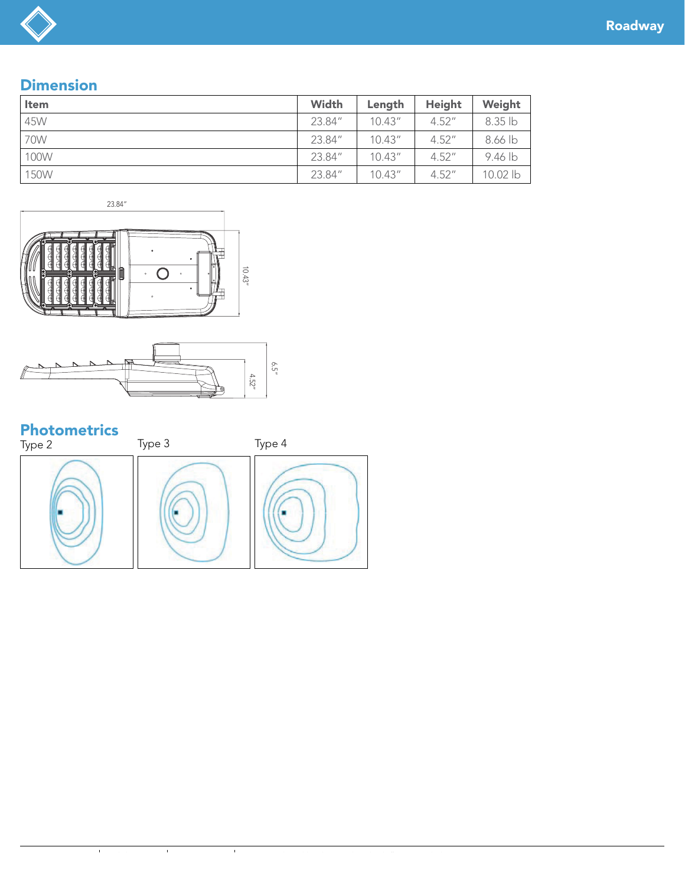Roadway

## Dimension

| Item | Width | Length | Height | Weight |
|---|---|---|---|---|
| 45W | 23.84″ | 10.43″ | 4.52″ | 8.35 lb |
| 70W | 23.84″ | 10.43″ | 4.52″ | 8.66 lb |
| 100W | 23.84″ | 10.43″ | 4.52″ | 9.46 lb |
| 150W | 23.84″ | 10.43″ | 4.52″ | 10.02 lb |

23.84″

10.43″

6.5″

4.52″

## Photometrics

Type 2

Type 3

Type 4